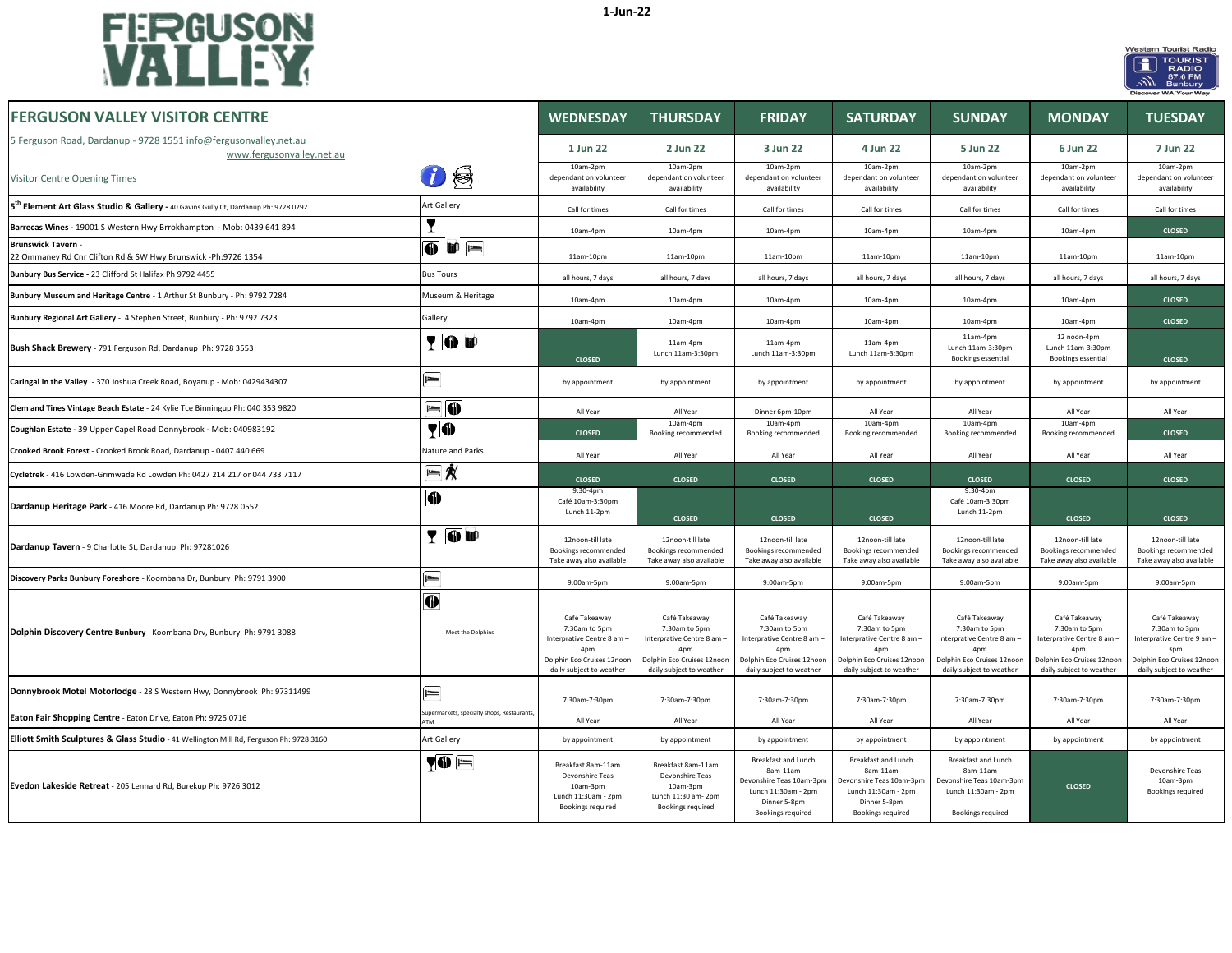# FERGUSON VALLEY

1-Jun-22

Western Tourist Radio TOURIST RADIO 87.6 FM Bunbury Discover WA Your Way

| FERGUSON VALLEY VISITOR CENTRE | | WEDNESDAY | THURSDAY | FRIDAY | SATURDAY | SUNDAY | MONDAY | TUESDAY |
|---|---|---|---|---|---|---|---|---|
| 5 Ferguson Road, Dardanup - 9728 1551 info@fergusonvalley.net.au www.fergusonvalley.net.au | | 1 Jun 22 | 2 Jun 22 | 3 Jun 22 | 4 Jun 22 | 5 Jun 22 | 6 Jun 22 | 7 Jun 22 |
| Visitor Centre Opening Times | | 10am-2pm dependant on volunteer availability | 10am-2pm dependant on volunteer availability | 10am-2pm dependant on volunteer availability | 10am-2pm dependant on volunteer availability | 10am-2pm dependant on volunteer availability | 10am-2pm dependant on volunteer availability | 10am-2pm dependant on volunteer availability |
| **5th Element Art Glass Studio & Gallery** - 40 Gavins Gully Ct, Dardanup Ph: 9728 0292 | Art Gallery | Call for times | Call for times | Call for times | Call for times | Call for times | Call for times | Call for times |
| **Barrecas Wines** - 19001 S Western Hwy Brrokhampton - Mob: 0439 641 894 | | 10am-4pm | 10am-4pm | 10am-4pm | 10am-4pm | 10am-4pm | 10am-4pm | CLOSED |
| **Brunswick Tavern** - 22 Ommaney Rd Cnr Clifton Rd & SW Hwy Brunswick -Ph:9726 1354 | | 11am-10pm | 11am-10pm | 11am-10pm | 11am-10pm | 11am-10pm | 11am-10pm | 11am-10pm |
| **Bunbury Bus Service** - 23 Clifford St Halifax Ph 9792 4455 | Bus Tours | all hours, 7 days | all hours, 7 days | all hours, 7 days | all hours, 7 days | all hours, 7 days | all hours, 7 days | all hours, 7 days |
| **Bunbury Museum and Heritage Centre** - 1 Arthur St Bunbury - Ph: 9792 7284 | Museum & Heritage | 10am-4pm | 10am-4pm | 10am-4pm | 10am-4pm | 10am-4pm | 10am-4pm | CLOSED |
| **Bunbury Regional Art Gallery** - 4 Stephen Street, Bunbury - Ph: 9792 7323 | Gallery | 10am-4pm | 10am-4pm | 10am-4pm | 10am-4pm | 10am-4pm | 10am-4pm | CLOSED |
| **Bush Shack Brewery** - 791 Ferguson Rd, Dardanup Ph: 9728 3553 | | CLOSED | 11am-4pm Lunch 11am-3:30pm | 11am-4pm Lunch 11am-3:30pm | 11am-4pm Lunch 11am-3:30pm | 11am-4pm Lunch 11am-3:30pm Bookings essential | 12 noon-4pm Lunch 11am-3:30pm Bookings essential | CLOSED |
| **Caringal in the Valley** - 370 Joshua Creek Road, Boyanup - Mob: 0429434307 | | by appointment | by appointment | by appointment | by appointment | by appointment | by appointment | by appointment |
| **Clem and Tines Vintage Beach Estate** - 24 Kylie Tce Binningup Ph: 040 353 9820 | | All Year | All Year | Dinner 6pm-10pm | All Year | All Year | All Year | All Year |
| **Coughlan Estate** - 39 Upper Capel Road Donnybrook - Mob: 040983192 | | CLOSED | 10am-4pm Booking recommended | 10am-4pm Booking recommended | 10am-4pm Booking recommended | 10am-4pm Booking recommended | 10am-4pm Booking recommended | CLOSED |
| **Crooked Brook Forest** - Crooked Brook Road, Dardanup - 0407 440 669 | Nature and Parks | All Year | All Year | All Year | All Year | All Year | All Year | All Year |
| **Cycletrek** - 416 Lowden-Grimwade Rd Lowden Ph: 0427 214 217 or 044 733 7117 | | CLOSED | CLOSED | CLOSED | CLOSED | CLOSED | CLOSED | CLOSED |
| **Dardanup Heritage Park** - 416 Moore Rd, Dardanup Ph: 9728 0552 | | 9:30-4pm Café 10am-3:30pm Lunch 11-2pm | CLOSED | CLOSED | CLOSED | 9:30-4pm Café 10am-3:30pm Lunch 11-2pm | CLOSED | CLOSED |
| **Dardanup Tavern** - 9 Charlotte St, Dardanup Ph: 97281026 | | 12noon-till late Bookings recommended Take away also available | 12noon-till late Bookings recommended Take away also available | 12noon-till late Bookings recommended Take away also available | 12noon-till late Bookings recommended Take away also available | 12noon-till late Bookings recommended Take away also available | 12noon-till late Bookings recommended Take away also available | 12noon-till late Bookings recommended Take away also available |
| **Discovery Parks Bunbury Foreshore** - Koombana Dr, Bunbury Ph: 9791 3900 | | 9:00am-5pm | 9:00am-5pm | 9:00am-5pm | 9:00am-5pm | 9:00am-5pm | 9:00am-5pm | 9:00am-5pm |
| **Dolphin Discovery Centre Bunbury** - Koombana Drv, Bunbury Ph: 9791 3088 | Meet the Dolphins | Café Takeaway 7:30am to 5pm Interpretive Centre 8 am – 4pm Dolphin Eco Cruises 12noon daily subject to weather | Café Takeaway 7:30am to 5pm Interpretive Centre 8 am – 4pm Dolphin Eco Cruises 12noon daily subject to weather | Café Takeaway 7:30am to 5pm Interpretive Centre 8 am – 4pm Dolphin Eco Cruises 12noon daily subject to weather | Café Takeaway 7:30am to 5pm Interpretive Centre 8 am – 4pm Dolphin Eco Cruises 12noon daily subject to weather | Café Takeaway 7:30am to 5pm Interpretive Centre 8 am – 4pm Dolphin Eco Cruises 12noon daily subject to weather | Café Takeaway 7:30am to 5pm Interpretive Centre 8 am – 4pm Dolphin Eco Cruises 12noon daily subject to weather | Café Takeaway 7:30am to 3pm Interpretive Centre 9 am – 3pm Dolphin Eco Cruises 12noon daily subject to weather |
| **Donnybrook Motel Motorlodge** - 28 S Western Hwy, Donnybrook Ph: 97311499 | | 7:30am-7:30pm | 7:30am-7:30pm | 7:30am-7:30pm | 7:30am-7:30pm | 7:30am-7:30pm | 7:30am-7:30pm | 7:30am-7:30pm |
| **Eaton Fair Shopping Centre** - Eaton Drive, Eaton Ph: 9725 0716 | Supermarkets, specialty shops, Restaurants, ATM | All Year | All Year | All Year | All Year | All Year | All Year | All Year |
| **Elliott Smith Sculptures & Glass Studio** - 41 Wellington Mill Rd, Ferguson Ph: 9728 3160 | Art Gallery | by appointment | by appointment | by appointment | by appointment | by appointment | by appointment | by appointment |
| **Evedon Lakeside Retreat** - 205 Lennard Rd, Burekup Ph: 9726 3012 | | Breakfast 8am-11am Devonshire Teas 10am-3pm Lunch 11:30am - 2pm Bookings required | Breakfast 8am-11am Devonshire Teas 10am-3pm Lunch 11:30 am- 2pm Bookings required | Breakfast and Lunch 8am-11am Devonshire Teas 10am-3pm Lunch 11:30am - 2pm Dinner 5-8pm Bookings required | Breakfast and Lunch 8am-11am Devonshire Teas 10am-3pm Lunch 11:30am - 2pm Dinner 5-8pm Bookings required | Breakfast and Lunch 8am-11am Devonshire Teas 10am-3pm Lunch 11:30am - 2pm Bookings required | CLOSED | Devonshire Teas 10am-3pm Bookings required |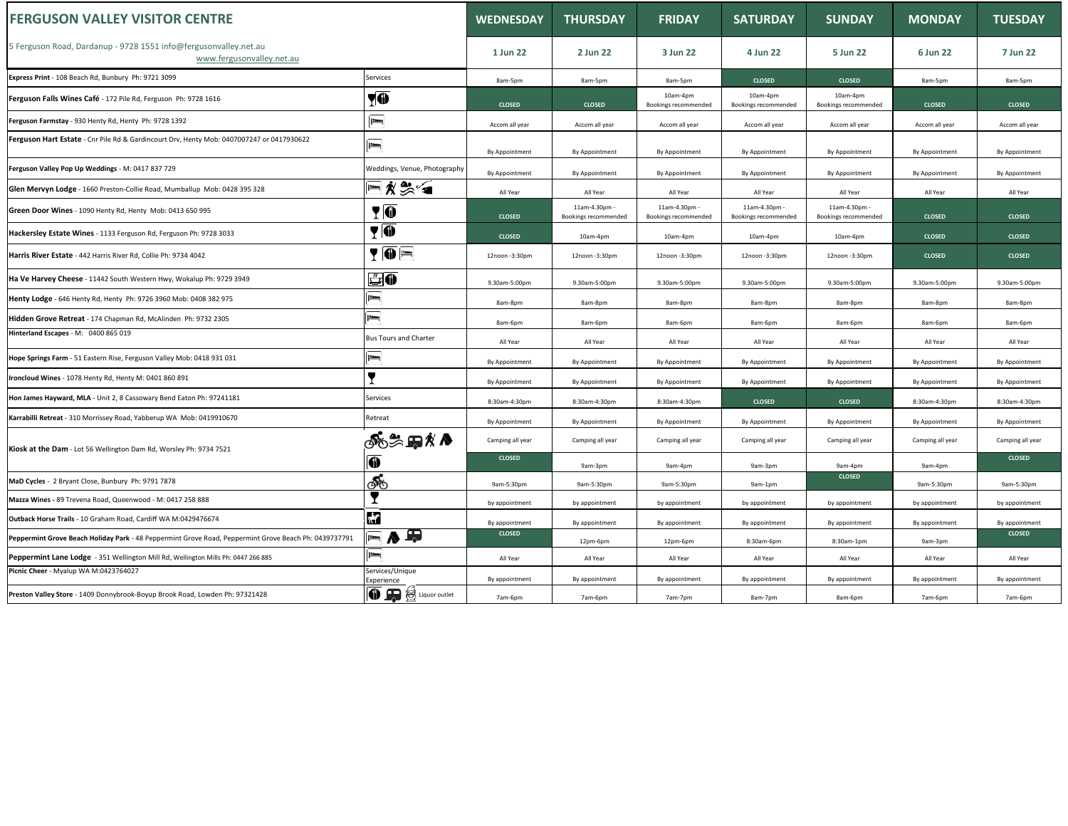# FERGUSON VALLEY VISITOR CENTRE

5 Ferguson Road, Dardanup - 9728 1551 info@fergusonvalley.net.au
www.fergusonvalley.net.au

| Business | Type | WEDNESDAY 1 Jun 22 | THURSDAY 2 Jun 22 | FRIDAY 3 Jun 22 | SATURDAY 4 Jun 22 | SUNDAY 5 Jun 22 | MONDAY 6 Jun 22 | TUESDAY 7 Jun 22 |
|---|---|---|---|---|---|---|---|---|
| **Express Print** - 108 Beach Rd, Bunbury Ph: 9721 3099 | Services | 8am-5pm | 8am-5pm | 8am-5pm | CLOSED | CLOSED | 8am-5pm | 8am-5pm |
| **Ferguson Falls Wines Café** - 172 Pile Rd, Ferguson Ph: 9728 1616 | | CLOSED | CLOSED | 10am-4pm Bookings recommended | 10am-4pm Bookings recommended | 10am-4pm Bookings recommended | CLOSED | CLOSED |
| **Ferguson Farmstay** - 930 Henty Rd, Henty Ph: 9728 1392 | | Accom all year | Accom all year | Accom all year | Accom all year | Accom all year | Accom all year | Accom all year |
| **Ferguson Hart Estate** - Cnr Pile Rd & Gardincourt Drv, Henty Mob: 0407007247 or 0417930622 | | By Appointment | By Appointment | By Appointment | By Appointment | By Appointment | By Appointment | By Appointment |
| **Ferguson Valley Pop Up Weddings** - M: 0417 837 729 | Weddings, Venue, Photography | By Appointment | By Appointment | By Appointment | By Appointment | By Appointment | By Appointment | By Appointment |
| **Glen Mervyn Lodge** - 1660 Preston-Collie Road, Mumballup Mob: 0428 395 328 | | All Year | All Year | All Year | All Year | All Year | All Year | All Year |
| **Green Door Wines** - 1090 Henty Rd, Henty Mob: 0413 650 995 | | CLOSED | 11am-4.30pm - Bookings recommended | 11am-4.30pm - Bookings recommended | 11am-4.30pm - Bookings recommended | 11am-4.30pm - Bookings recommended | CLOSED | CLOSED |
| **Hackersley Estate Wines** - 1133 Ferguson Rd, Ferguson Ph: 9728 3033 | | CLOSED | 10am-4pm | 10am-4pm | 10am-4pm | 10am-4pm | CLOSED | CLOSED |
| **Harris River Estate** - 442 Harris River Rd, Collie Ph: 9734 4042 | | 12noon -3:30pm | 12noon -3:30pm | 12noon -3:30pm | 12noon -3:30pm | 12noon -3:30pm | CLOSED | CLOSED |
| **Ha Ve Harvey Cheese** - 11442 South Western Hwy, Wokalup Ph: 9729 3949 | | 9.30am-5:00pm | 9.30am-5:00pm | 9.30am-5:00pm | 9.30am-5:00pm | 9.30am-5:00pm | 9.30am-5:00pm | 9.30am-5:00pm |
| **Henty Lodge** - 646 Henty Rd, Henty Ph: 9726 3960 Mob: 0408 382 975 | | 8am-8pm | 8am-8pm | 8am-8pm | 8am-8pm | 8am-8pm | 8am-8pm | 8am-8pm |
| **Hidden Grove Retreat** - 174 Chapman Rd, McAlinden Ph: 9732 2305 | | 8am-6pm | 8am-6pm | 8am-6pm | 8am-6pm | 8am-6pm | 8am-6pm | 8am-6pm |
| **Hinterland Escapes** - M: 0400 865 019 | Bus Tours and Charter | All Year | All Year | All Year | All Year | All Year | All Year | All Year |
| **Hope Springs Farm** - 51 Eastern Rise, Ferguson Valley Mob: 0418 931 031 | | By Appointment | By Appointment | By Appointment | By Appointment | By Appointment | By Appointment | By Appointment |
| **Ironcloud Wines** - 1078 Henty Rd, Henty M: 0401 860 891 | | By Appointment | By Appointment | By Appointment | By Appointment | By Appointment | By Appointment | By Appointment |
| **Hon James Hayward, MLA** - Unit 2, 8 Cassowary Bend Eaton Ph: 97241181 | Services | 8:30am-4:30pm | 8:30am-4:30pm | 8:30am-4:30pm | CLOSED | CLOSED | 8:30am-4:30pm | 8:30am-4:30pm |
| **Karrabilli Retreat** - 310 Morrissey Road, Yabberup WA Mob: 0419910670 | Retreat | By Appointment | By Appointment | By Appointment | By Appointment | By Appointment | By Appointment | By Appointment |
| **Kiosk at the Dam** - Lot 56 Wellington Dam Rd, Worsley Ph: 9734 7521 | | Camping all year | Camping all year | Camping all year | Camping all year | Camping all year | Camping all year | Camping all year |
| | | CLOSED | 9am-3pm | 9am-4pm | 9am-3pm | 9am-4pm | 9am-4pm | CLOSED |
| **MaD Cycles** - 2 Bryant Close, Bunbury Ph: 9791 7878 | | 9am-5:30pm | 9am-5:30pm | 9am-5:30pm | 9am-1pm | CLOSED | 9am-5:30pm | 9am-5:30pm |
| **Mazza Wines** - 89 Trevena Road, Queenwood - M: 0417 258 888 | | by appointment | by appointment | by appointment | by appointment | by appointment | by appointment | by appointment |
| **Outback Horse Trails** - 10 Graham Road, Cardiff WA M:0429476674 | | By appointment | By appointment | By appointment | By appointment | By appointment | By appointment | By appointment |
| **Peppermint Grove Beach Holiday Park** - 48 Peppermint Grove Road, Peppermint Grove Beach Ph: 0439737791 | | CLOSED | 12pm-6pm | 12pm-6pm | 8:30am-6pm | 8:30am-1pm | 9am-3pm | CLOSED |
| **Peppermint Lane Lodge** - 351 Wellington Mill Rd, Wellington Mills Ph: 0447 266 885 | | All Year | All Year | All Year | All Year | All Year | All Year | All Year |
| **Picnic Cheer** - Myalup WA M:0423764027 | Services/Unique Experience | By appointment | By appointment | By appointment | By appointment | By appointment | By appointment | By appointment |
| **Preston Valley Store** - 1409 Donnybrook-Boyup Brook Road, Lowden Ph: 97321428 | Liquor outlet | 7am-6pm | 7am-6pm | 7am-7pm | 8am-7pm | 8am-6pm | 7am-6pm | 7am-6pm |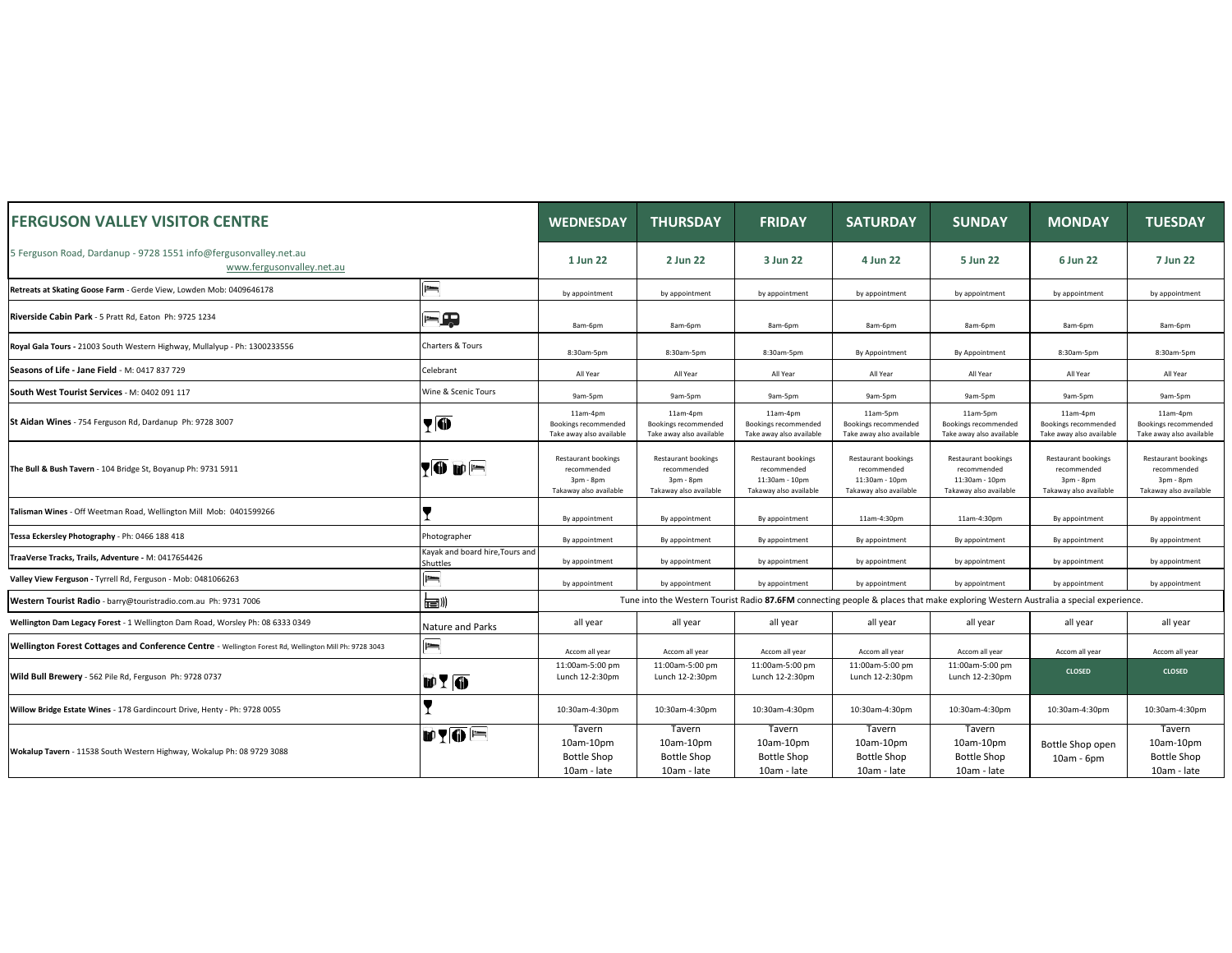| FERGUSON VALLEY VISITOR CENTRE | | WEDNESDAY | THURSDAY | FRIDAY | SATURDAY | SUNDAY | MONDAY | TUESDAY |
|---|---|---|---|---|---|---|---|---|
| 5 Ferguson Road, Dardanup - 9728 1551 info@fergusonvalley.net.au www.fergusonvalley.net.au | | 1 Jun 22 | 2 Jun 22 | 3 Jun 22 | 4 Jun 22 | 5 Jun 22 | 6 Jun 22 | 7 Jun 22 |
| **Retreats at Skating Goose Farm** - Gerde View, Lowden Mob: 0409646178 | | by appointment | by appointment | by appointment | by appointment | by appointment | by appointment | by appointment |
| **Riverside Cabin Park** - 5 Pratt Rd, Eaton Ph: 9725 1234 | | 8am-6pm | 8am-6pm | 8am-6pm | 8am-6pm | 8am-6pm | 8am-6pm | 8am-6pm |
| **Royal Gala Tours** - 21003 South Western Highway, Mullalyup - Ph: 1300233556 | Charters & Tours | 8:30am-5pm | 8:30am-5pm | 8:30am-5pm | By Appointment | By Appointment | 8:30am-5pm | 8:30am-5pm |
| **Seasons of Life - Jane Field** - M: 0417 837 729 | Celebrant | All Year | All Year | All Year | All Year | All Year | All Year | All Year |
| **South West Tourist Services** - M: 0402 091 117 | Wine & Scenic Tours | 9am-5pm | 9am-5pm | 9am-5pm | 9am-5pm | 9am-5pm | 9am-5pm | 9am-5pm |
| **St Aidan Wines** - 754 Ferguson Rd, Dardanup Ph: 9728 3007 | | 11am-4pm Bookings recommended Take away also available | 11am-4pm Bookings recommended Take away also available | 11am-4pm Bookings recommended Take away also available | 11am-5pm Bookings recommended Take away also available | 11am-5pm Bookings recommended Take away also available | 11am-4pm Bookings recommended Take away also available | 11am-4pm Bookings recommended Take away also available |
| **The Bull & Bush Tavern** - 104 Bridge St, Boyanup Ph: 9731 5911 | | Restaurant bookings recommended 3pm - 8pm Takaway also available | Restaurant bookings recommended 3pm - 8pm Takaway also available | Restaurant bookings recommended 11:30am - 10pm Takaway also available | Restaurant bookings recommended 11:30am - 10pm Takaway also available | Restaurant bookings recommended 11:30am - 10pm Takaway also available | Restaurant bookings recommended 3pm - 8pm Takaway also available | Restaurant bookings recommended 3pm - 8pm Takaway also available |
| **Talisman Wines** - Off Weetman Road, Wellington Mill Mob: 0401599266 | | By appointment | By appointment | By appointment | 11am-4:30pm | 11am-4:30pm | By appointment | By appointment |
| **Tessa Eckersley Photography** - Ph: 0466 188 418 | Photographer | By appointment | By appointment | By appointment | By appointment | By appointment | By appointment | By appointment |
| **TraaVerse Tracks, Trails, Adventure** - M: 0417654426 | Kayak and board hire,Tours and Shuttles | by appointment | by appointment | by appointment | by appointment | by appointment | by appointment | by appointment |
| **Valley View Ferguson** - Tyrrell Rd, Ferguson - Mob: 0481066263 | | by appointment | by appointment | by appointment | by appointment | by appointment | by appointment | by appointment |
| **Western Tourist Radio** - barry@touristradio.com.au Ph: 9731 7006 | | Tune into the Western Tourist Radio **87.6FM** connecting people & places that make exploring Western Australia a special experience. | | | | | | |
| **Wellington Dam Legacy Forest** - 1 Wellington Dam Road, Worsley Ph: 08 6333 0349 | Nature and Parks | all year | all year | all year | all year | all year | all year | all year |
| **Wellington Forest Cottages and Conference Centre** - Wellington Forest Rd, Wellington Mill Ph: 9728 3043 | | Accom all year | Accom all year | Accom all year | Accom all year | Accom all year | Accom all year | Accom all year |
| **Wild Bull Brewery** - 562 Pile Rd, Ferguson Ph: 9728 0737 | | 11:00am-5:00 pm Lunch 12-2:30pm | 11:00am-5:00 pm Lunch 12-2:30pm | 11:00am-5:00 pm Lunch 12-2:30pm | 11:00am-5:00 pm Lunch 12-2:30pm | 11:00am-5:00 pm Lunch 12-2:30pm | CLOSED | CLOSED |
| **Willow Bridge Estate Wines** - 178 Gardincourt Drive, Henty - Ph: 9728 0055 | | 10:30am-4:30pm | 10:30am-4:30pm | 10:30am-4:30pm | 10:30am-4:30pm | 10:30am-4:30pm | 10:30am-4:30pm | 10:30am-4:30pm |
| **Wokalup Tavern** - 11538 South Western Highway, Wokalup Ph: 08 9729 3088 | | Tavern 10am-10pm Bottle Shop 10am - late | Tavern 10am-10pm Bottle Shop 10am - late | Tavern 10am-10pm Bottle Shop 10am - late | Tavern 10am-10pm Bottle Shop 10am - late | Tavern 10am-10pm Bottle Shop 10am - late | Bottle Shop open 10am - 6pm | Tavern 10am-10pm Bottle Shop 10am - late |